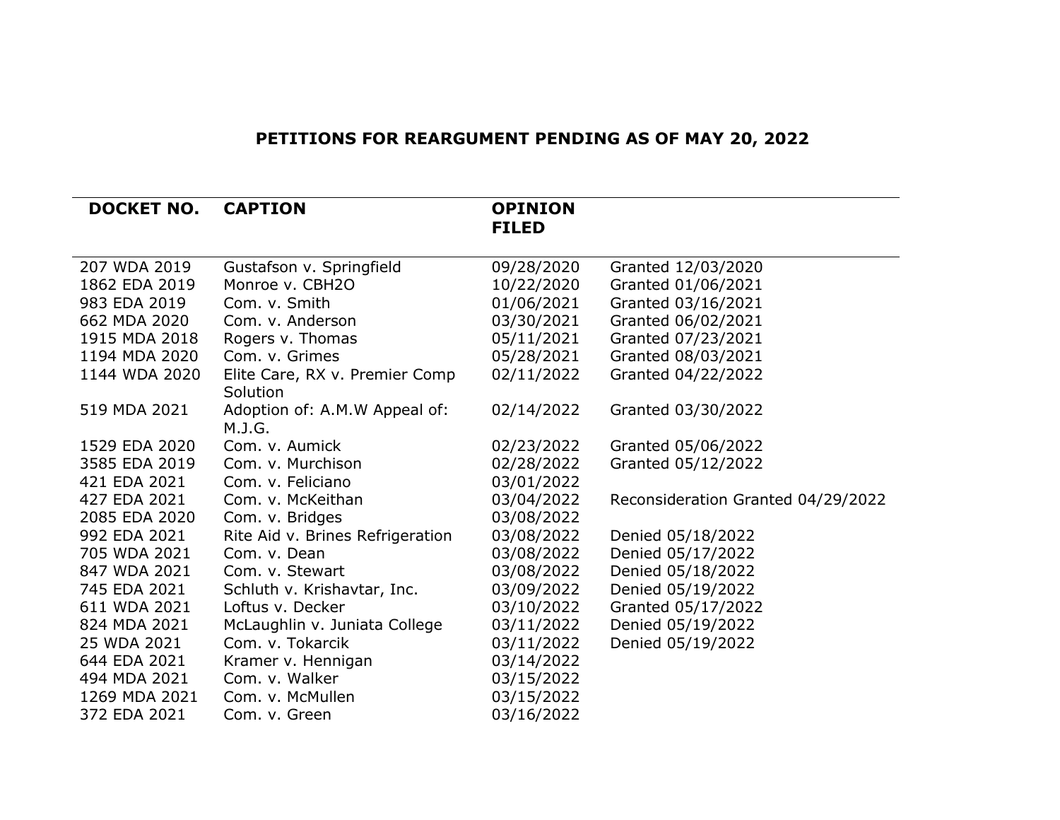# PETITIONS FOR REARGUMENT PENDING AS OF MAY 20, 2022

| DOCKET NO. | CAPTION | OPINION FILED | |
|---|---|---|---|
| 207 WDA 2019 | Gustafson v. Springfield | 09/28/2020 | Granted 12/03/2020 |
| 1862 EDA 2019 | Monroe v. CBH2O | 10/22/2020 | Granted 01/06/2021 |
| 983 EDA 2019 | Com. v. Smith | 01/06/2021 | Granted 03/16/2021 |
| 662 MDA 2020 | Com. v. Anderson | 03/30/2021 | Granted 06/02/2021 |
| 1915 MDA 2018 | Rogers v. Thomas | 05/11/2021 | Granted 07/23/2021 |
| 1194 MDA 2020 | Com. v. Grimes | 05/28/2021 | Granted 08/03/2021 |
| 1144 WDA 2020 | Elite Care, RX v. Premier Comp Solution | 02/11/2022 | Granted 04/22/2022 |
| 519 MDA 2021 | Adoption of: A.M.W Appeal of: M.J.G. | 02/14/2022 | Granted 03/30/2022 |
| 1529 EDA 2020 | Com. v. Aumick | 02/23/2022 | Granted 05/06/2022 |
| 3585 EDA 2019 | Com. v. Murchison | 02/28/2022 | Granted 05/12/2022 |
| 421 EDA 2021 | Com. v. Feliciano | 03/01/2022 | |
| 427 EDA 2021 | Com. v. McKeithan | 03/04/2022 | Reconsideration Granted 04/29/2022 |
| 2085 EDA 2020 | Com. v. Bridges | 03/08/2022 | |
| 992 EDA 2021 | Rite Aid v. Brines Refrigeration | 03/08/2022 | Denied 05/18/2022 |
| 705 WDA 2021 | Com. v. Dean | 03/08/2022 | Denied 05/17/2022 |
| 847 WDA 2021 | Com. v. Stewart | 03/08/2022 | Denied 05/18/2022 |
| 745 EDA 2021 | Schluth v. Krishavtar, Inc. | 03/09/2022 | Denied 05/19/2022 |
| 611 WDA 2021 | Loftus v. Decker | 03/10/2022 | Granted 05/17/2022 |
| 824 MDA 2021 | McLaughlin v. Juniata College | 03/11/2022 | Denied 05/19/2022 |
| 25 WDA 2021 | Com. v. Tokarcik | 03/11/2022 | Denied 05/19/2022 |
| 644 EDA 2021 | Kramer v. Hennigan | 03/14/2022 | |
| 494 MDA 2021 | Com. v. Walker | 03/15/2022 | |
| 1269 MDA 2021 | Com. v. McMullen | 03/15/2022 | |
| 372 EDA 2021 | Com. v. Green | 03/16/2022 | |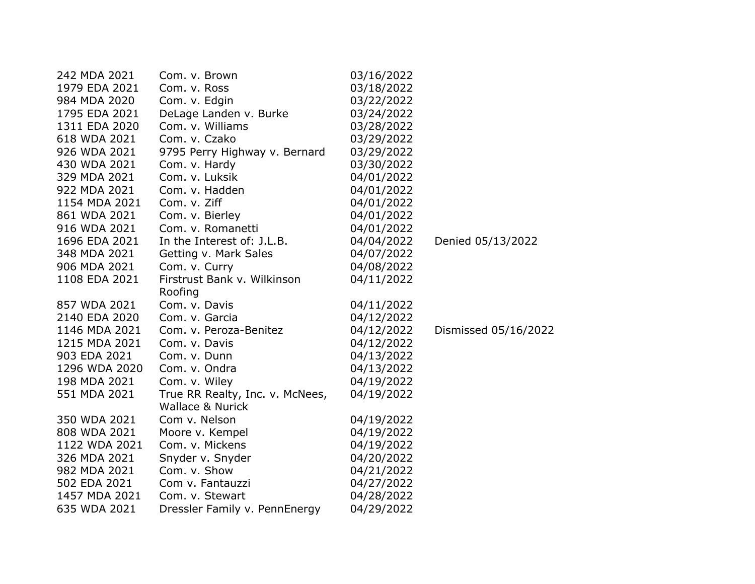| | | | |
|---|---|---|---|
| 242 MDA 2021 | Com. v. Brown | 03/16/2022 | |
| 1979 EDA 2021 | Com. v. Ross | 03/18/2022 | |
| 984 MDA 2020 | Com. v. Edgin | 03/22/2022 | |
| 1795 EDA 2021 | DeLage Landen v. Burke | 03/24/2022 | |
| 1311 EDA 2020 | Com. v. Williams | 03/28/2022 | |
| 618 WDA 2021 | Com. v. Czako | 03/29/2022 | |
| 926 WDA 2021 | 9795 Perry Highway v. Bernard | 03/29/2022 | |
| 430 WDA 2021 | Com. v. Hardy | 03/30/2022 | |
| 329 MDA 2021 | Com. v. Luksik | 04/01/2022 | |
| 922 MDA 2021 | Com. v. Hadden | 04/01/2022 | |
| 1154 MDA 2021 | Com. v. Ziff | 04/01/2022 | |
| 861 WDA 2021 | Com. v. Bierley | 04/01/2022 | |
| 916 WDA 2021 | Com. v. Romanetti | 04/01/2022 | |
| 1696 EDA 2021 | In the Interest of: J.L.B. | 04/04/2022 | Denied 05/13/2022 |
| 348 MDA 2021 | Getting v. Mark Sales | 04/07/2022 | |
| 906 MDA 2021 | Com. v. Curry | 04/08/2022 | |
| 1108 EDA 2021 | Firstrust Bank v. Wilkinson Roofing | 04/11/2022 | |
| 857 WDA 2021 | Com. v. Davis | 04/11/2022 | |
| 2140 EDA 2020 | Com. v. Garcia | 04/12/2022 | |
| 1146 MDA 2021 | Com. v. Peroza-Benitez | 04/12/2022 | Dismissed 05/16/2022 |
| 1215 MDA 2021 | Com. v. Davis | 04/12/2022 | |
| 903 EDA 2021 | Com. v. Dunn | 04/13/2022 | |
| 1296 WDA 2020 | Com. v. Ondra | 04/13/2022 | |
| 198 MDA 2021 | Com. v. Wiley | 04/19/2022 | |
| 551 MDA 2021 | True RR Realty, Inc. v. McNees, Wallace & Nurick | 04/19/2022 | |
| 350 WDA 2021 | Com v. Nelson | 04/19/2022 | |
| 808 WDA 2021 | Moore v. Kempel | 04/19/2022 | |
| 1122 WDA 2021 | Com. v. Mickens | 04/19/2022 | |
| 326 MDA 2021 | Snyder v. Snyder | 04/20/2022 | |
| 982 MDA 2021 | Com. v. Show | 04/21/2022 | |
| 502 EDA 2021 | Com v. Fantauzzi | 04/27/2022 | |
| 1457 MDA 2021 | Com. v. Stewart | 04/28/2022 | |
| 635 WDA 2021 | Dressler Family v. PennEnergy | 04/29/2022 | |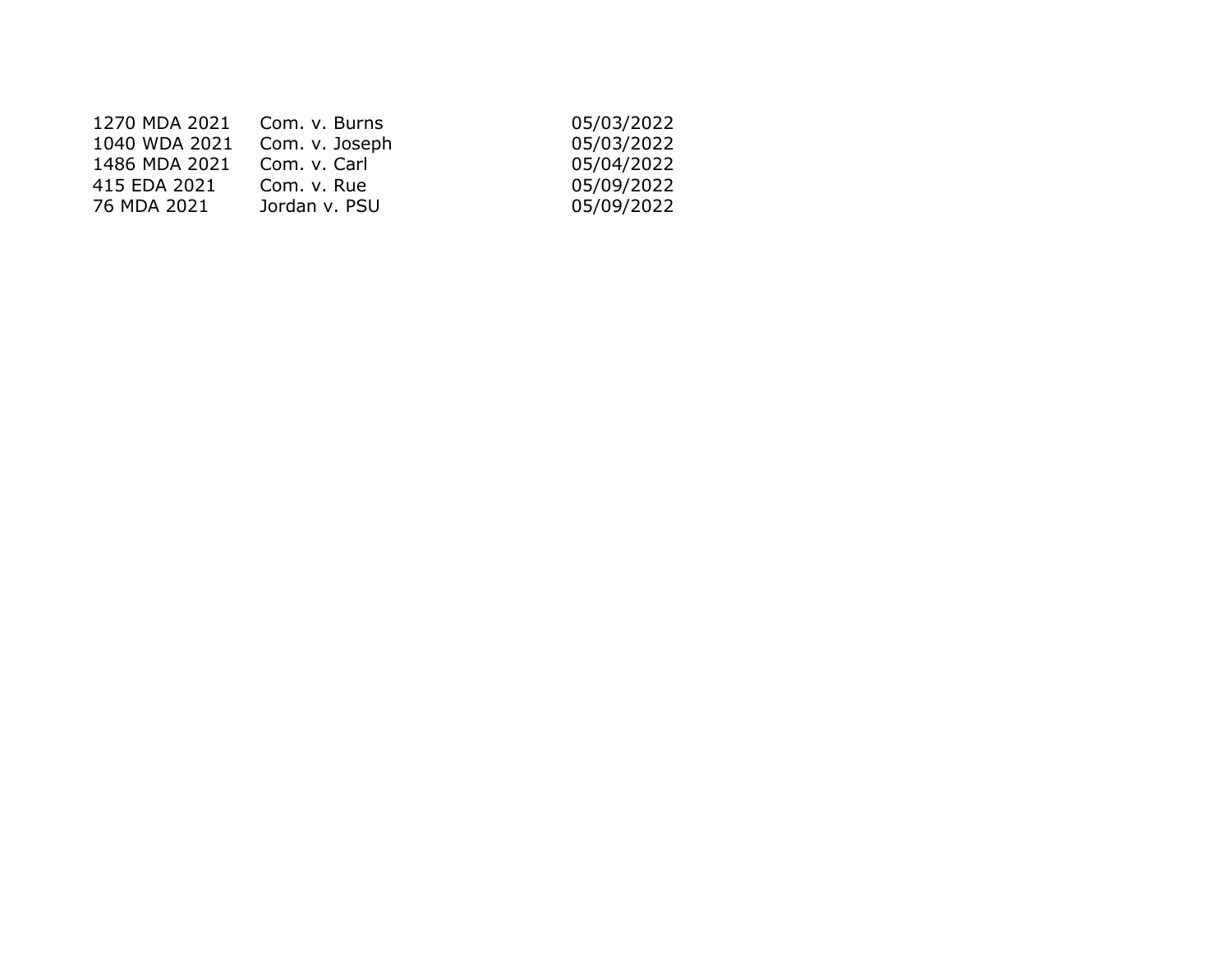| | | |
|---|---|---|
| 1270 MDA 2021 | Com. v. Burns | 05/03/2022 |
| 1040 WDA 2021 | Com. v. Joseph | 05/03/2022 |
| 1486 MDA 2021 | Com. v. Carl | 05/04/2022 |
| 415 EDA 2021 | Com. v. Rue | 05/09/2022 |
| 76 MDA 2021 | Jordan v. PSU | 05/09/2022 |